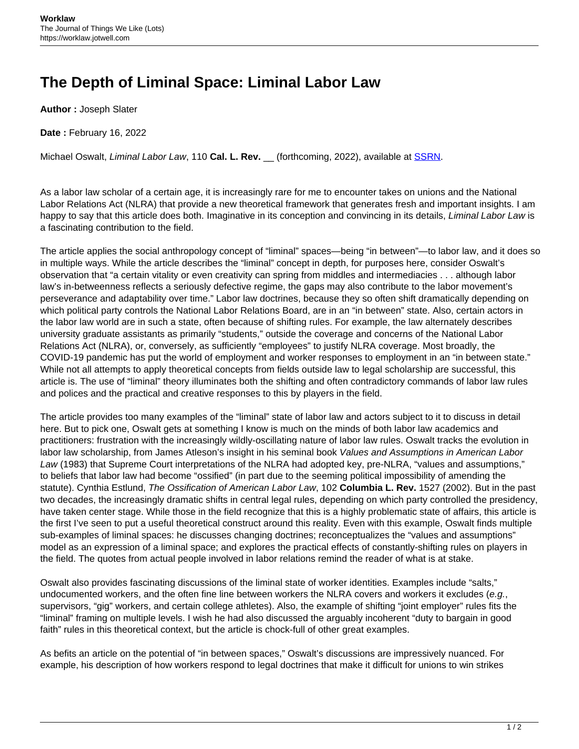# The Depth of Liminal Space: Liminal Labor Law

**Author :** Joseph Slater

**Date :** February 16, 2022

Michael Oswalt, *Liminal Labor Law*, 110 **Cal. L. Rev.** __ (forthcoming, 2022), available at [SSRN](SSRN).

As a labor law scholar of a certain age, it is increasingly rare for me to encounter takes on unions and the National Labor Relations Act (NLRA) that provide a new theoretical framework that generates fresh and important insights. I am happy to say that this article does both. Imaginative in its conception and convincing in its details, *Liminal Labor Law* is a fascinating contribution to the field.

The article applies the social anthropology concept of "liminal" spaces—being "in between"—to labor law, and it does so in multiple ways. While the article describes the "liminal" concept in depth, for purposes here, consider Oswalt's observation that "a certain vitality or even creativity can spring from middles and intermediacies . . . although labor law's in-betweenness reflects a seriously defective regime, the gaps may also contribute to the labor movement's perseverance and adaptability over time." Labor law doctrines, because they so often shift dramatically depending on which political party controls the National Labor Relations Board, are in an "in between" state. Also, certain actors in the labor law world are in such a state, often because of shifting rules. For example, the law alternately describes university graduate assistants as primarily "students," outside the coverage and concerns of the National Labor Relations Act (NLRA), or, conversely, as sufficiently "employees" to justify NLRA coverage. Most broadly, the COVID-19 pandemic has put the world of employment and worker responses to employment in an "in between state." While not all attempts to apply theoretical concepts from fields outside law to legal scholarship are successful, this article is. The use of "liminal" theory illuminates both the shifting and often contradictory commands of labor law rules and polices and the practical and creative responses to this by players in the field.

The article provides too many examples of the "liminal" state of labor law and actors subject to it to discuss in detail here. But to pick one, Oswalt gets at something I know is much on the minds of both labor law academics and practitioners: frustration with the increasingly wildly-oscillating nature of labor law rules. Oswalt tracks the evolution in labor law scholarship, from James Atleson's insight in his seminal book *Values and Assumptions in American Labor Law* (1983) that Supreme Court interpretations of the NLRA had adopted key, pre-NLRA, "values and assumptions," to beliefs that labor law had become "ossified" (in part due to the seeming political impossibility of amending the statute). Cynthia Estlund, *The Ossification of American Labor Law*, 102 **Columbia L. Rev.** 1527 (2002). But in the past two decades, the increasingly dramatic shifts in central legal rules, depending on which party controlled the presidency, have taken center stage. While those in the field recognize that this is a highly problematic state of affairs, this article is the first I've seen to put a useful theoretical construct around this reality. Even with this example, Oswalt finds multiple sub-examples of liminal spaces: he discusses changing doctrines; reconceptualizes the "values and assumptions" model as an expression of a liminal space; and explores the practical effects of constantly-shifting rules on players in the field. The quotes from actual people involved in labor relations remind the reader of what is at stake.

Oswalt also provides fascinating discussions of the liminal state of worker identities. Examples include "salts," undocumented workers, and the often fine line between workers the NLRA covers and workers it excludes (*e.g.*, supervisors, "gig" workers, and certain college athletes). Also, the example of shifting "joint employer" rules fits the "liminal" framing on multiple levels. I wish he had also discussed the arguably incoherent "duty to bargain in good faith" rules in this theoretical context, but the article is chock-full of other great examples.

As befits an article on the potential of "in between spaces," Oswalt's discussions are impressively nuanced. For example, his description of how workers respond to legal doctrines that make it difficult for unions to win strikes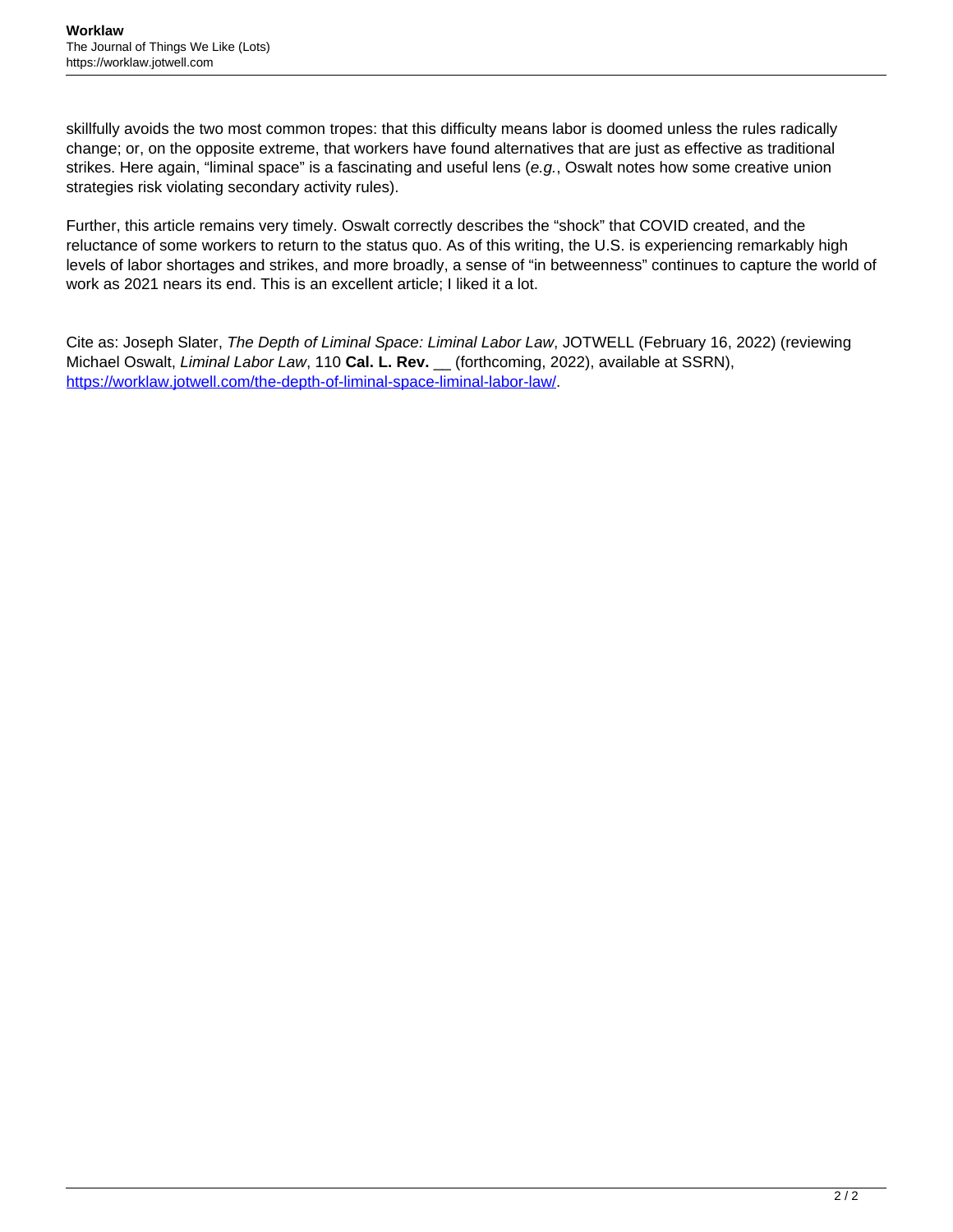skillfully avoids the two most common tropes: that this difficulty means labor is doomed unless the rules radically change; or, on the opposite extreme, that workers have found alternatives that are just as effective as traditional strikes. Here again, "liminal space" is a fascinating and useful lens (*e.g.*, Oswalt notes how some creative union strategies risk violating secondary activity rules).

Further, this article remains very timely. Oswalt correctly describes the "shock" that COVID created, and the reluctance of some workers to return to the status quo. As of this writing, the U.S. is experiencing remarkably high levels of labor shortages and strikes, and more broadly, a sense of "in betweenness" continues to capture the world of work as 2021 nears its end. This is an excellent article; I liked it a lot.

Cite as: Joseph Slater, *The Depth of Liminal Space: Liminal Labor Law*, JOTWELL (February 16, 2022) (reviewing Michael Oswalt, *Liminal Labor Law*, 110 **Cal. L. Rev.** __ (forthcoming, 2022), available at SSRN), https://worklaw.jotwell.com/the-depth-of-liminal-space-liminal-labor-law/.